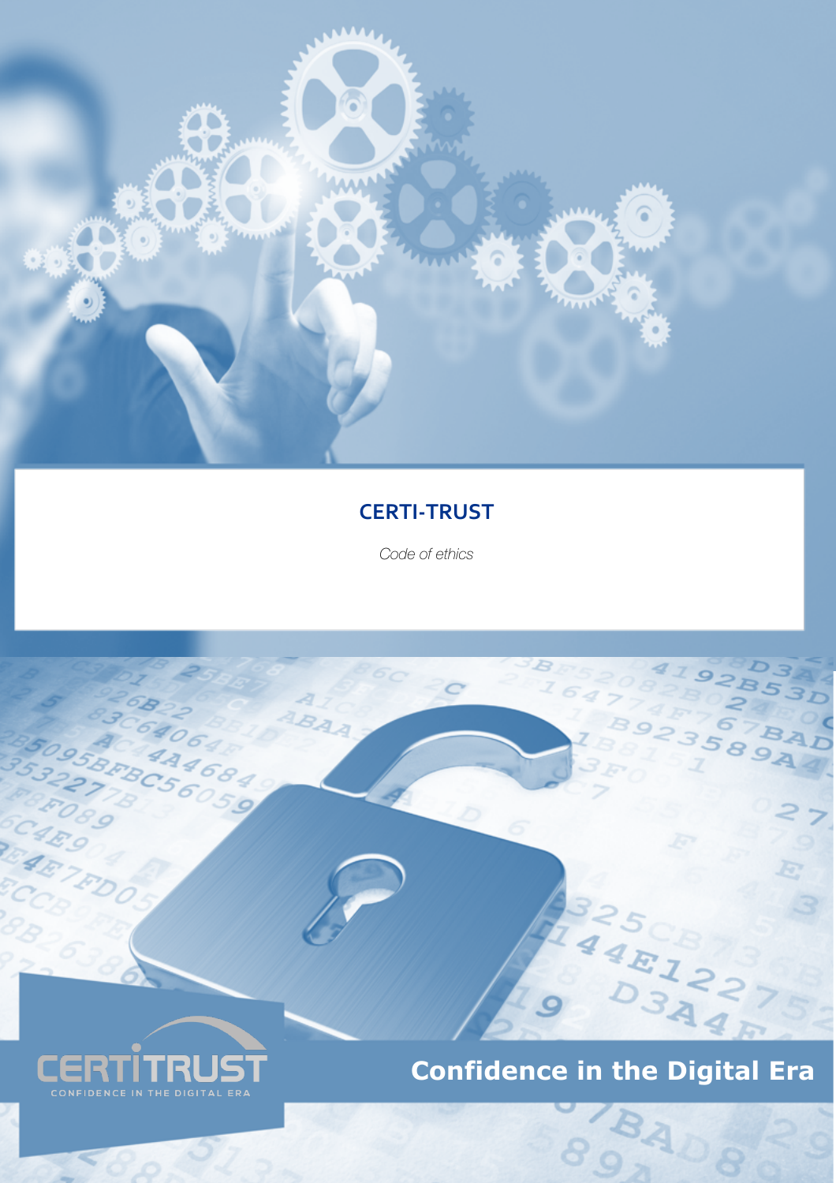# CERTI-TRUST

*Code of ethics*

**Confidence in the Digital Era**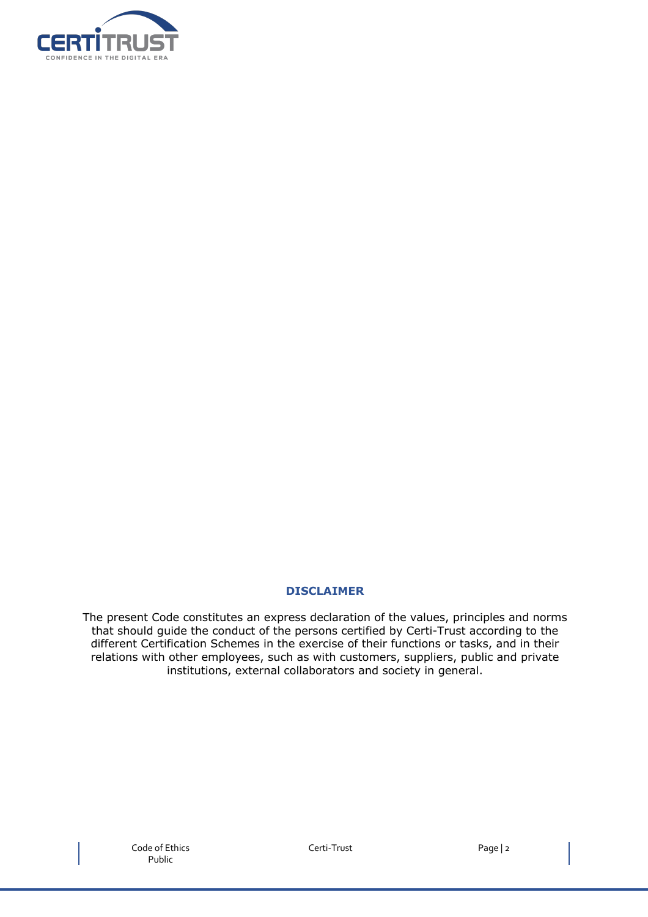## DISCLAIMER

The present Code constitutes an express declaration of the values, principles and norms that should guide the conduct of the persons certified by Certi-Trust according to the different Certification Schemes in the exercise of their functions or tasks, and in their relations with other employees, such as with customers, suppliers, public and private institutions, external collaborators and society in general.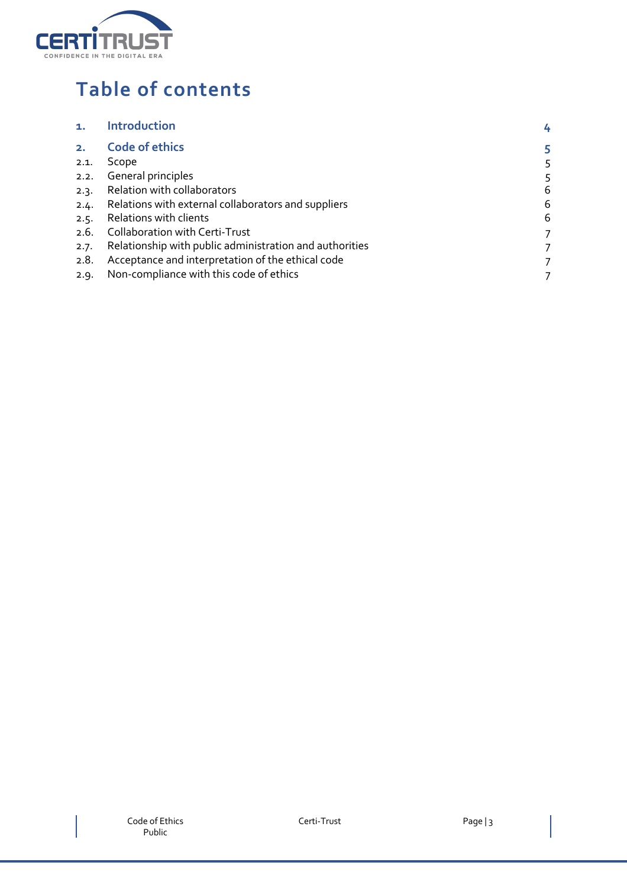# Table of contents

| | | |
|---|---|---|
| **1.** | **Introduction** | **4** |
| **2.** | **Code of ethics** | **5** |
| 2.1. | Scope | 5 |
| 2.2. | General principles | 5 |
| 2.3. | Relation with collaborators | 6 |
| 2.4. | Relations with external collaborators and suppliers | 6 |
| 2.5. | Relations with clients | 6 |
| 2.6. | Collaboration with Certi-Trust | 7 |
| 2.7. | Relationship with public administration and authorities | 7 |
| 2.8. | Acceptance and interpretation of the ethical code | 7 |
| 2.9. | Non-compliance with this code of ethics | 7 |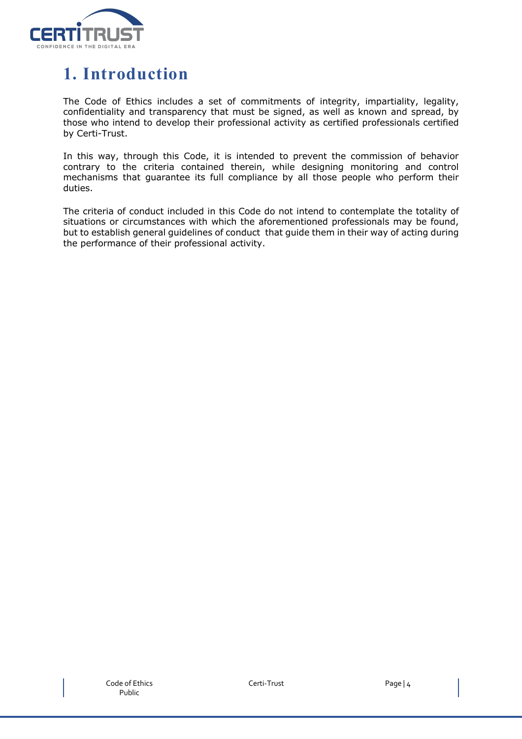# 1. Introduction

The Code of Ethics includes a set of commitments of integrity, impartiality, legality, confidentiality and transparency that must be signed, as well as known and spread, by those who intend to develop their professional activity as certified professionals certified by Certi-Trust.

In this way, through this Code, it is intended to prevent the commission of behavior contrary to the criteria contained therein, while designing monitoring and control mechanisms that guarantee its full compliance by all those people who perform their duties.

The criteria of conduct included in this Code do not intend to contemplate the totality of situations or circumstances with which the aforementioned professionals may be found, but to establish general guidelines of conduct that guide them in their way of acting during the performance of their professional activity.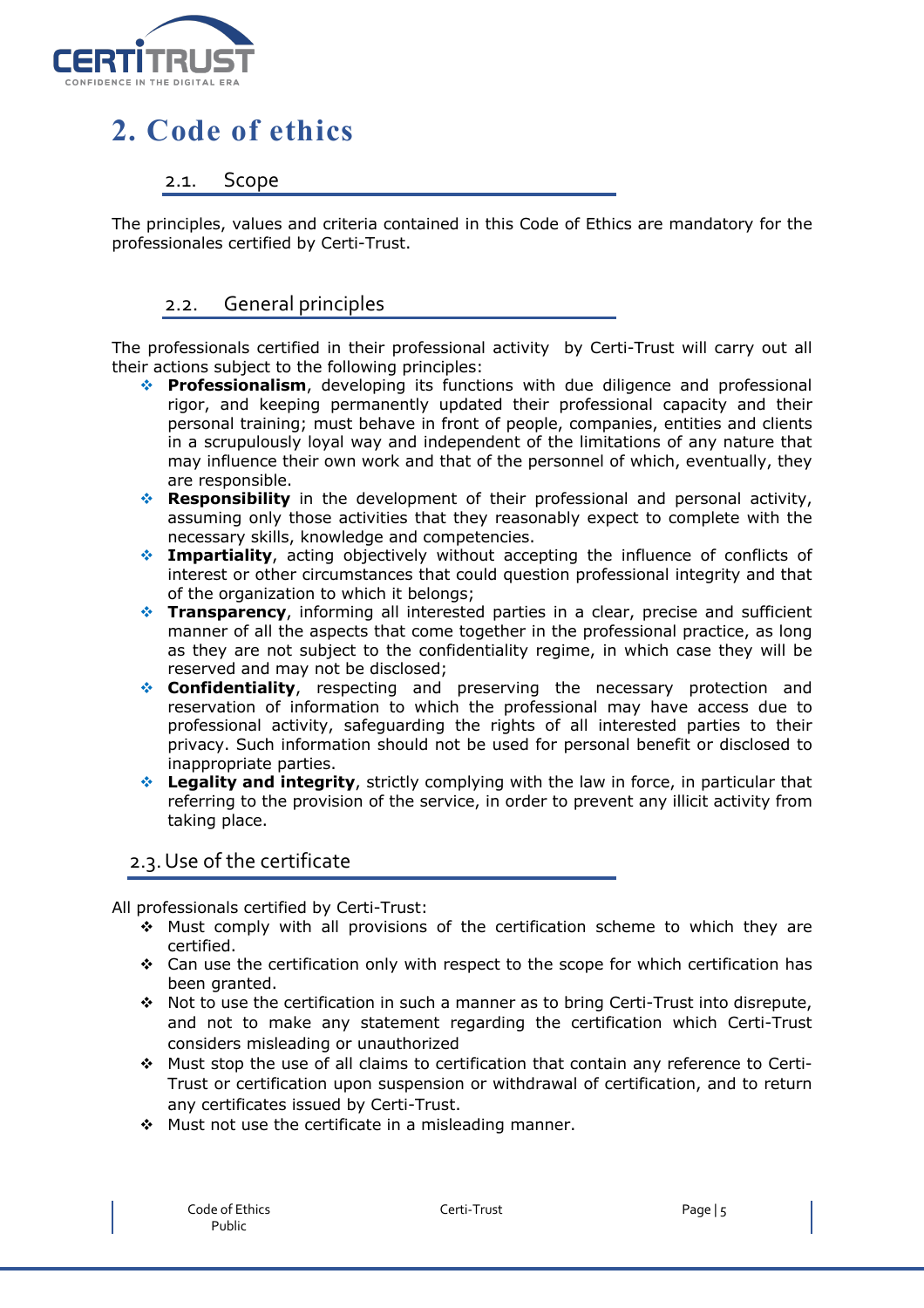# 2. Code of ethics

## 2.1. Scope

The principles, values and criteria contained in this Code of Ethics are mandatory for the professionales certified by Certi-Trust.

## 2.2. General principles

The professionals certified in their professional activity by Certi-Trust will carry out all their actions subject to the following principles:

- **Professionalism**, developing its functions with due diligence and professional rigor, and keeping permanently updated their professional capacity and their personal training; must behave in front of people, companies, entities and clients in a scrupulously loyal way and independent of the limitations of any nature that may influence their own work and that of the personnel of which, eventually, they are responsible.
- **Responsibility** in the development of their professional and personal activity, assuming only those activities that they reasonably expect to complete with the necessary skills, knowledge and competencies.
- **Impartiality**, acting objectively without accepting the influence of conflicts of interest or other circumstances that could question professional integrity and that of the organization to which it belongs;
- **Transparency**, informing all interested parties in a clear, precise and sufficient manner of all the aspects that come together in the professional practice, as long as they are not subject to the confidentiality regime, in which case they will be reserved and may not be disclosed;
- **Confidentiality**, respecting and preserving the necessary protection and reservation of information to which the professional may have access due to professional activity, safeguarding the rights of all interested parties to their privacy. Such information should not be used for personal benefit or disclosed to inappropriate parties.
- **Legality and integrity**, strictly complying with the law in force, in particular that referring to the provision of the service, in order to prevent any illicit activity from taking place.

## 2.3. Use of the certificate

All professionals certified by Certi-Trust:

- Must comply with all provisions of the certification scheme to which they are certified.
- Can use the certification only with respect to the scope for which certification has been granted.
- Not to use the certification in such a manner as to bring Certi-Trust into disrepute, and not to make any statement regarding the certification which Certi-Trust considers misleading or unauthorized
- Must stop the use of all claims to certification that contain any reference to Certi-Trust or certification upon suspension or withdrawal of certification, and to return any certificates issued by Certi-Trust.
- Must not use the certificate in a misleading manner.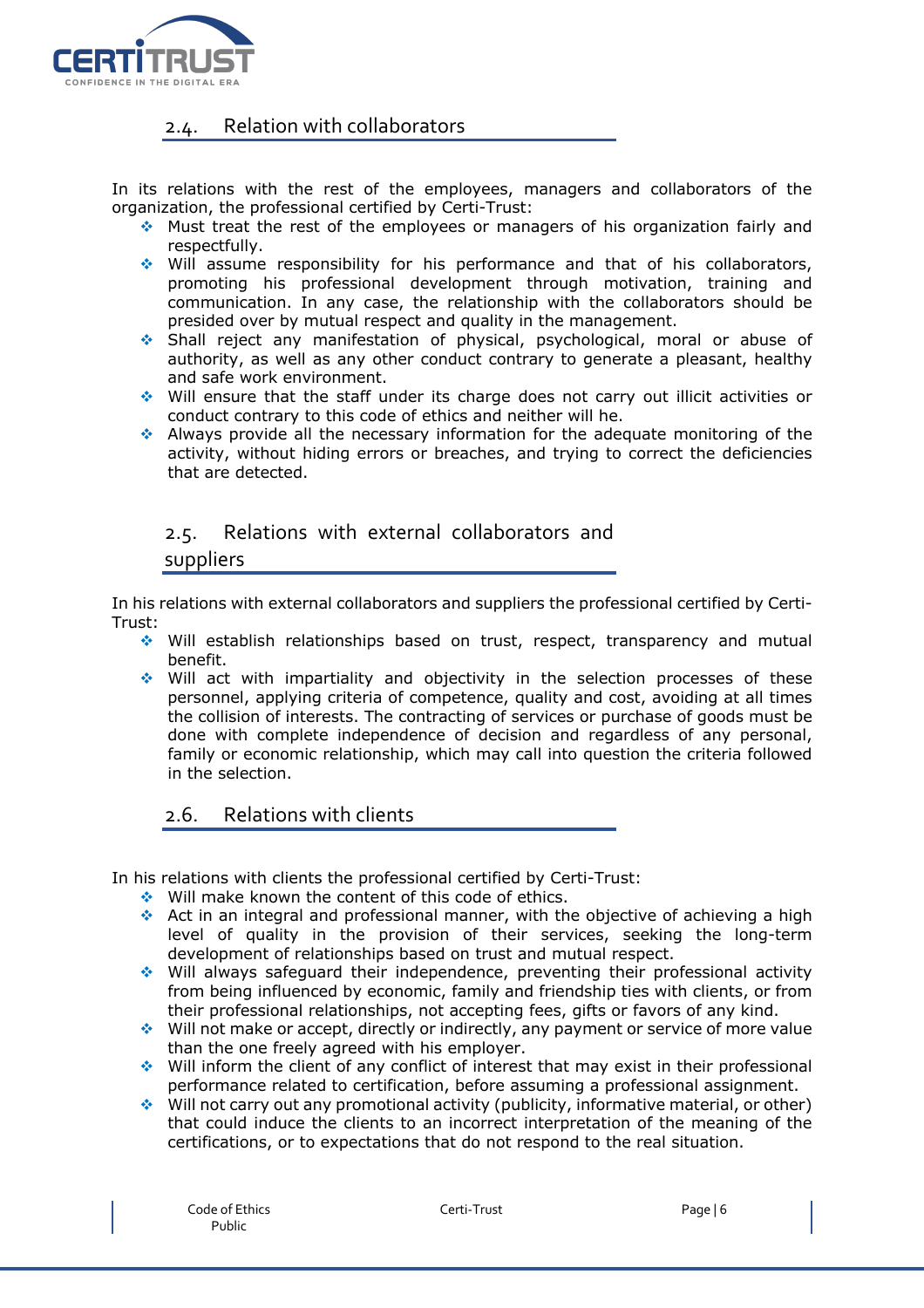## 2.4. Relation with collaborators

In its relations with the rest of the employees, managers and collaborators of the organization, the professional certified by Certi-Trust:

- Must treat the rest of the employees or managers of his organization fairly and respectfully.
- Will assume responsibility for his performance and that of his collaborators, promoting his professional development through motivation, training and communication. In any case, the relationship with the collaborators should be presided over by mutual respect and quality in the management.
- Shall reject any manifestation of physical, psychological, moral or abuse of authority, as well as any other conduct contrary to generate a pleasant, healthy and safe work environment.
- Will ensure that the staff under its charge does not carry out illicit activities or conduct contrary to this code of ethics and neither will he.
- Always provide all the necessary information for the adequate monitoring of the activity, without hiding errors or breaches, and trying to correct the deficiencies that are detected.

## 2.5. Relations with external collaborators and suppliers

In his relations with external collaborators and suppliers the professional certified by Certi-Trust:

- Will establish relationships based on trust, respect, transparency and mutual benefit.
- Will act with impartiality and objectivity in the selection processes of these personnel, applying criteria of competence, quality and cost, avoiding at all times the collision of interests. The contracting of services or purchase of goods must be done with complete independence of decision and regardless of any personal, family or economic relationship, which may call into question the criteria followed in the selection.

## 2.6. Relations with clients

In his relations with clients the professional certified by Certi-Trust:

- Will make known the content of this code of ethics.
- Act in an integral and professional manner, with the objective of achieving a high level of quality in the provision of their services, seeking the long-term development of relationships based on trust and mutual respect.
- Will always safeguard their independence, preventing their professional activity from being influenced by economic, family and friendship ties with clients, or from their professional relationships, not accepting fees, gifts or favors of any kind.
- Will not make or accept, directly or indirectly, any payment or service of more value than the one freely agreed with his employer.
- Will inform the client of any conflict of interest that may exist in their professional performance related to certification, before assuming a professional assignment.
- Will not carry out any promotional activity (publicity, informative material, or other) that could induce the clients to an incorrect interpretation of the meaning of the certifications, or to expectations that do not respond to the real situation.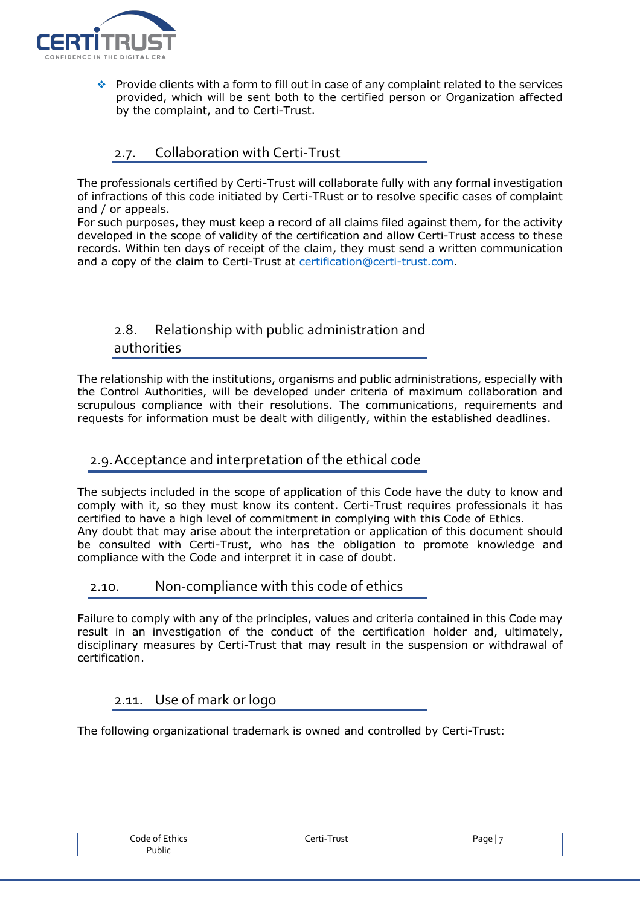- Provide clients with a form to fill out in case of any complaint related to the services provided, which will be sent both to the certified person or Organization affected by the complaint, and to Certi-Trust.

## 2.7. Collaboration with Certi-Trust

The professionals certified by Certi-Trust will collaborate fully with any formal investigation of infractions of this code initiated by Certi-TRust or to resolve specific cases of complaint and / or appeals.
For such purposes, they must keep a record of all claims filed against them, for the activity developed in the scope of validity of the certification and allow Certi-Trust access to these records. Within ten days of receipt of the claim, they must send a written communication and a copy of the claim to Certi-Trust at certification@certi-trust.com.

## 2.8. Relationship with public administration and authorities

The relationship with the institutions, organisms and public administrations, especially with the Control Authorities, will be developed under criteria of maximum collaboration and scrupulous compliance with their resolutions. The communications, requirements and requests for information must be dealt with diligently, within the established deadlines.

## 2.9. Acceptance and interpretation of the ethical code

The subjects included in the scope of application of this Code have the duty to know and comply with it, so they must know its content. Certi-Trust requires professionals it has certified to have a high level of commitment in complying with this Code of Ethics.
Any doubt that may arise about the interpretation or application of this document should be consulted with Certi-Trust, who has the obligation to promote knowledge and compliance with the Code and interpret it in case of doubt.

## 2.10. Non-compliance with this code of ethics

Failure to comply with any of the principles, values and criteria contained in this Code may result in an investigation of the conduct of the certification holder and, ultimately, disciplinary measures by Certi-Trust that may result in the suspension or withdrawal of certification.

## 2.11. Use of mark or logo

The following organizational trademark is owned and controlled by Certi-Trust: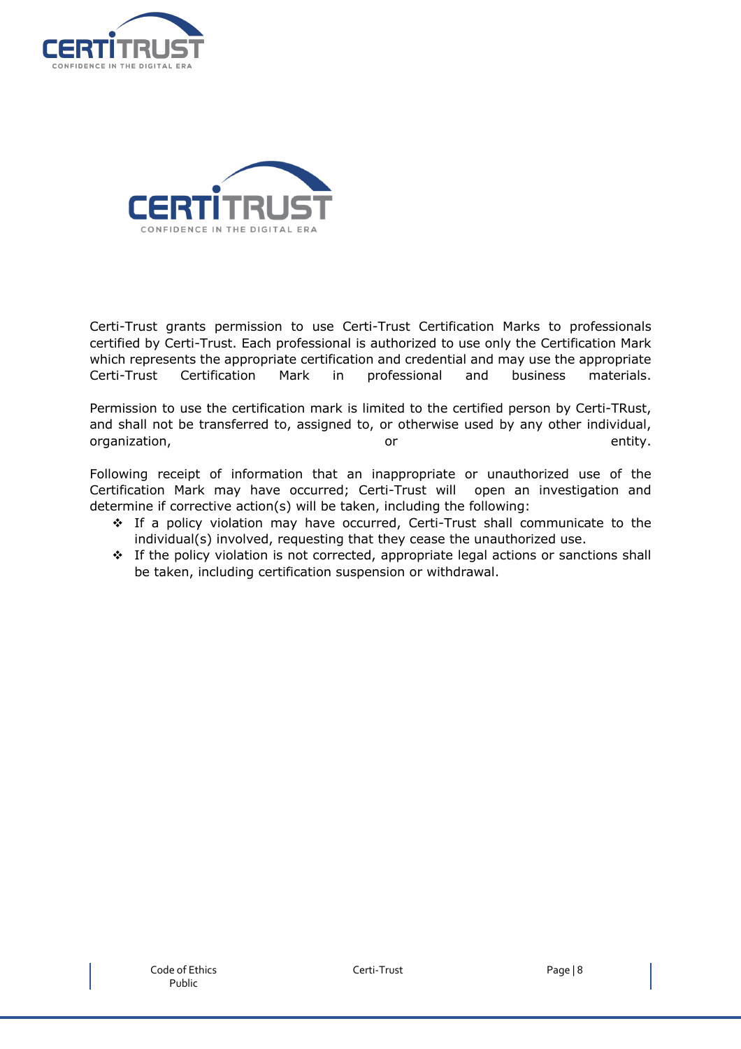Certi-Trust grants permission to use Certi-Trust Certification Marks to professionals certified by Certi-Trust. Each professional is authorized to use only the Certification Mark which represents the appropriate certification and credential and may use the appropriate Certi-Trust Certification Mark in professional and business materials.

Permission to use the certification mark is limited to the certified person by Certi-TRust, and shall not be transferred to, assigned to, or otherwise used by any other individual, organization, or entity.

Following receipt of information that an inappropriate or unauthorized use of the Certification Mark may have occurred; Certi-Trust will open an investigation and determine if corrective action(s) will be taken, including the following:

- If a policy violation may have occurred, Certi-Trust shall communicate to the individual(s) involved, requesting that they cease the unauthorized use.
- If the policy violation is not corrected, appropriate legal actions or sanctions shall be taken, including certification suspension or withdrawal.